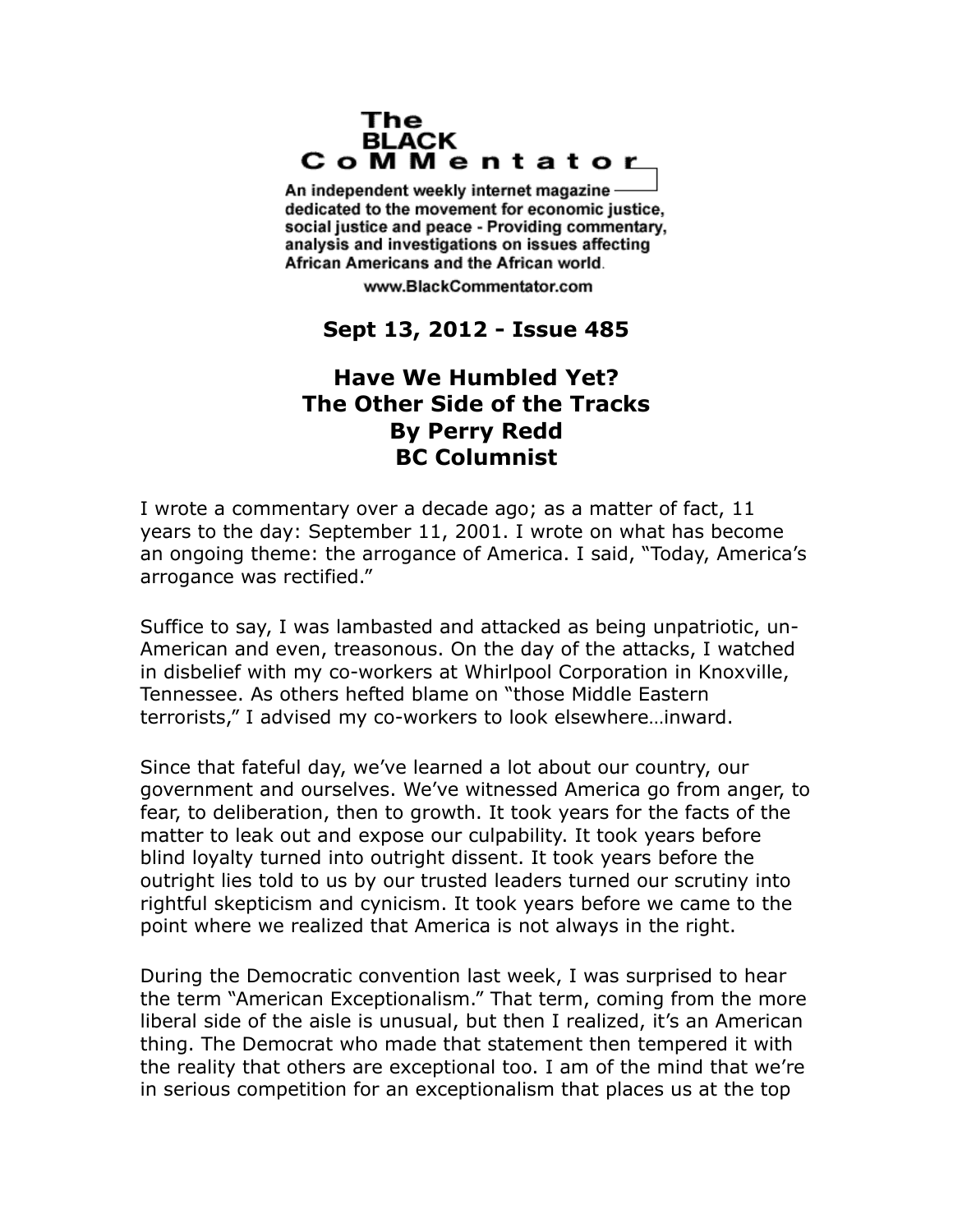# The BLACK CoMMentator

An independent weekly internet magazine dedicated to the movement for economic justice, social justice and peace - Providing commentary, analysis and investigations on issues affecting African Americans and the African world.

www.BlackCommentator.com

**Sept 13, 2012 - Issue 485**

## Have We Humbled Yet?
## The Other Side of the Tracks
## By Perry Redd
## BC Columnist

I wrote a commentary over a decade ago; as a matter of fact, 11 years to the day: September 11, 2001. I wrote on what has become an ongoing theme: the arrogance of America. I said, "Today, America's arrogance was rectified."

Suffice to say, I was lambasted and attacked as being unpatriotic, un-American and even, treasonous. On the day of the attacks, I watched in disbelief with my co-workers at Whirlpool Corporation in Knoxville, Tennessee. As others hefted blame on "those Middle Eastern terrorists," I advised my co-workers to look elsewhere…inward.

Since that fateful day, we've learned a lot about our country, our government and ourselves. We've witnessed America go from anger, to fear, to deliberation, then to growth. It took years for the facts of the matter to leak out and expose our culpability. It took years before blind loyalty turned into outright dissent. It took years before the outright lies told to us by our trusted leaders turned our scrutiny into rightful skepticism and cynicism. It took years before we came to the point where we realized that America is not always in the right.

During the Democratic convention last week, I was surprised to hear the term "American Exceptionalism." That term, coming from the more liberal side of the aisle is unusual, but then I realized, it's an American thing. The Democrat who made that statement then tempered it with the reality that others are exceptional too. I am of the mind that we're in serious competition for an exceptionalism that places us at the top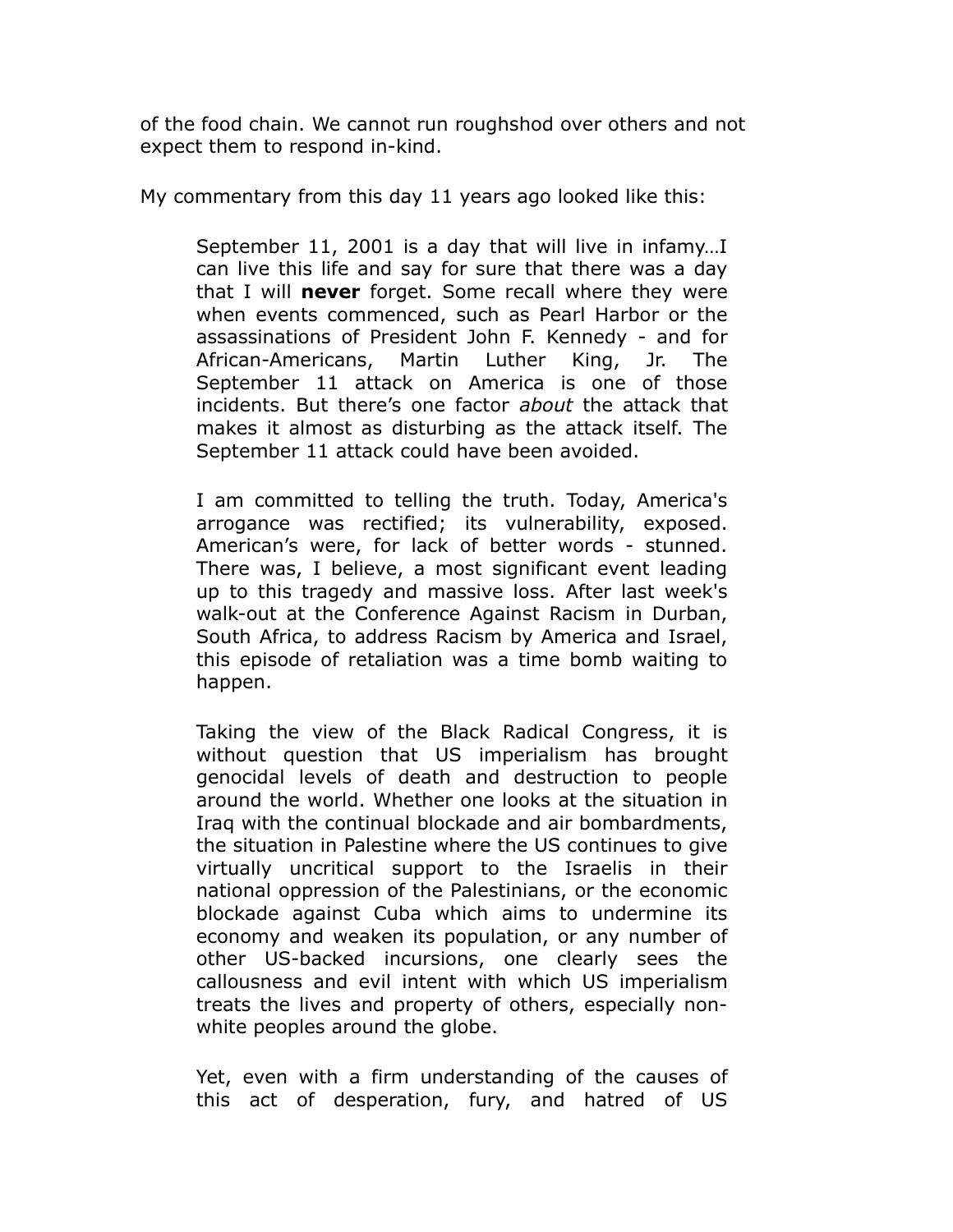of the food chain. We cannot run roughshod over others and not expect them to respond in-kind.

My commentary from this day 11 years ago looked like this:

> September 11, 2001 is a day that will live in infamy…I can live this life and say for sure that there was a day that I will **never** forget. Some recall where they were when events commenced, such as Pearl Harbor or the assassinations of President John F. Kennedy - and for African-Americans, Martin Luther King, Jr. The September 11 attack on America is one of those incidents. But there's one factor *about* the attack that makes it almost as disturbing as the attack itself. The September 11 attack could have been avoided.
>
> I am committed to telling the truth. Today, America's arrogance was rectified; its vulnerability, exposed. American's were, for lack of better words - stunned. There was, I believe, a most significant event leading up to this tragedy and massive loss. After last week's walk-out at the Conference Against Racism in Durban, South Africa, to address Racism by America and Israel, this episode of retaliation was a time bomb waiting to happen.
>
> Taking the view of the Black Radical Congress, it is without question that US imperialism has brought genocidal levels of death and destruction to people around the world. Whether one looks at the situation in Iraq with the continual blockade and air bombardments, the situation in Palestine where the US continues to give virtually uncritical support to the Israelis in their national oppression of the Palestinians, or the economic blockade against Cuba which aims to undermine its economy and weaken its population, or any number of other US-backed incursions, one clearly sees the callousness and evil intent with which US imperialism treats the lives and property of others, especially non-white peoples around the globe.
>
> Yet, even with a firm understanding of the causes of this act of desperation, fury, and hatred of US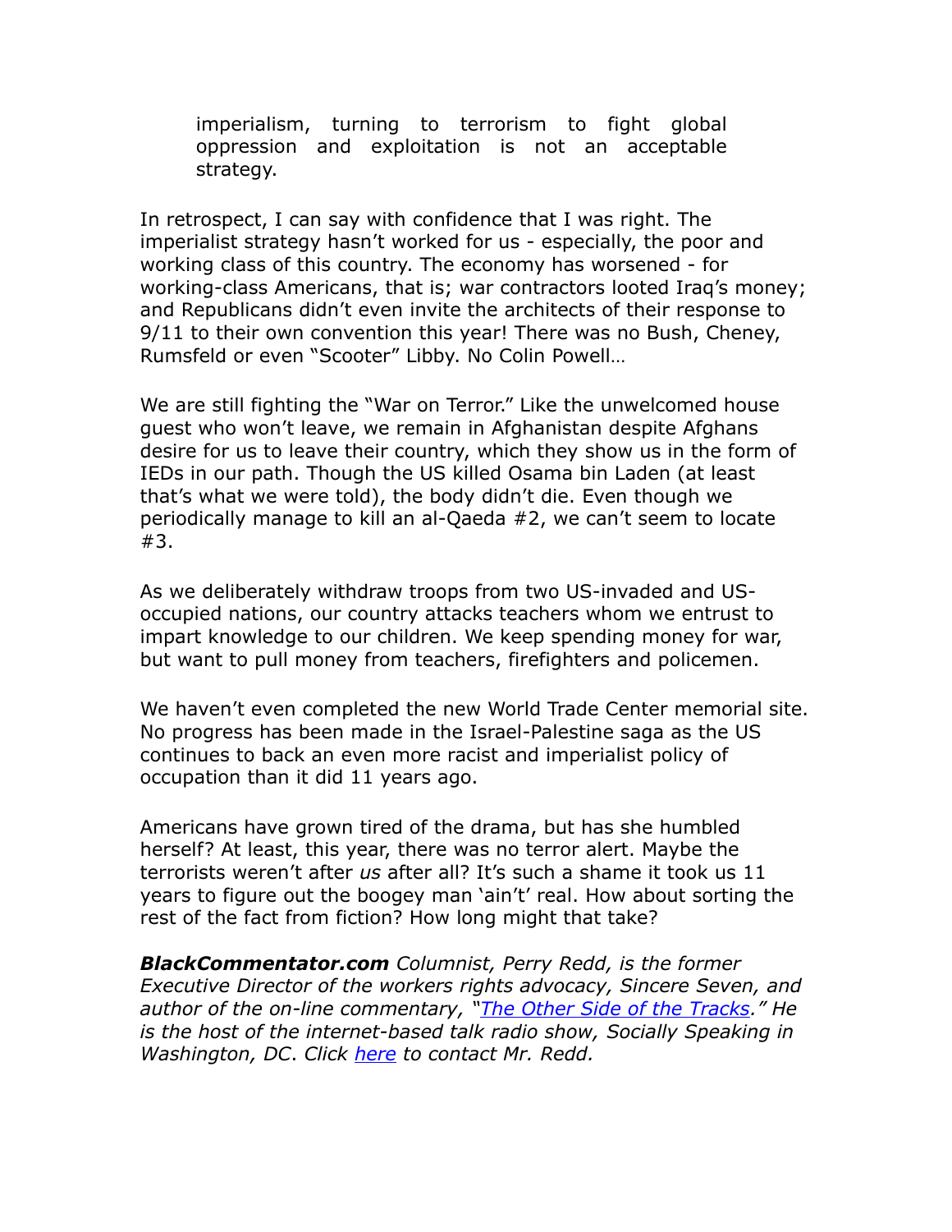> imperialism, turning to terrorism to fight global oppression and exploitation is not an acceptable strategy.

In retrospect, I can say with confidence that I was right. The imperialist strategy hasn't worked for us - especially, the poor and working class of this country. The economy has worsened - for working-class Americans, that is; war contractors looted Iraq's money; and Republicans didn't even invite the architects of their response to 9/11 to their own convention this year! There was no Bush, Cheney, Rumsfeld or even "Scooter" Libby. No Colin Powell…

We are still fighting the "War on Terror." Like the unwelcomed house guest who won't leave, we remain in Afghanistan despite Afghans desire for us to leave their country, which they show us in the form of IEDs in our path. Though the US killed Osama bin Laden (at least that's what we were told), the body didn't die. Even though we periodically manage to kill an al-Qaeda #2, we can't seem to locate #3.

As we deliberately withdraw troops from two US-invaded and US-occupied nations, our country attacks teachers whom we entrust to impart knowledge to our children. We keep spending money for war, but want to pull money from teachers, firefighters and policemen.

We haven't even completed the new World Trade Center memorial site. No progress has been made in the Israel-Palestine saga as the US continues to back an even more racist and imperialist policy of occupation than it did 11 years ago.

Americans have grown tired of the drama, but has she humbled herself? At least, this year, there was no terror alert. Maybe the terrorists weren't after *us* after all? It's such a shame it took us 11 years to figure out the boogey man 'ain't' real. How about sorting the rest of the fact from fiction? How long might that take?

***BlackCommentator.com*** *Columnist, Perry Redd, is the former Executive Director of the workers rights advocacy, Sincere Seven, and author of the on-line commentary, "The Other Side of the Tracks." He is the host of the internet-based talk radio show, Socially Speaking in Washington, DC. Click here to contact Mr. Redd.*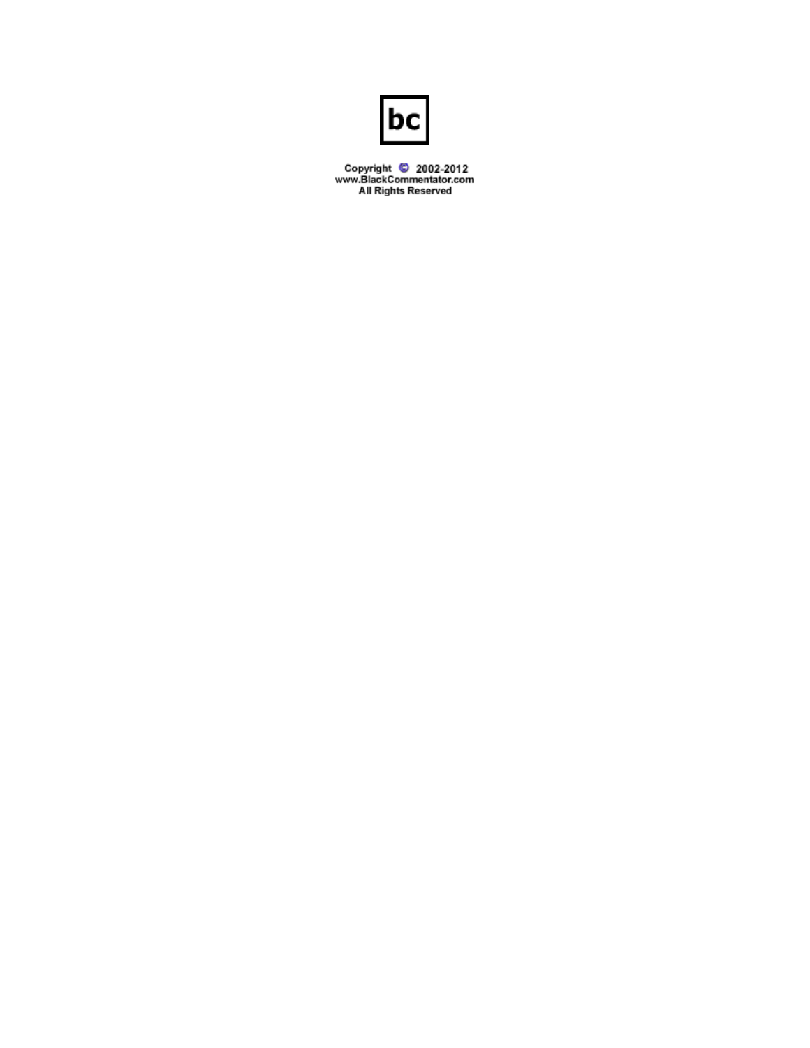bc

Copyright © 2002-2012
www.BlackCommentator.com
All Rights Reserved